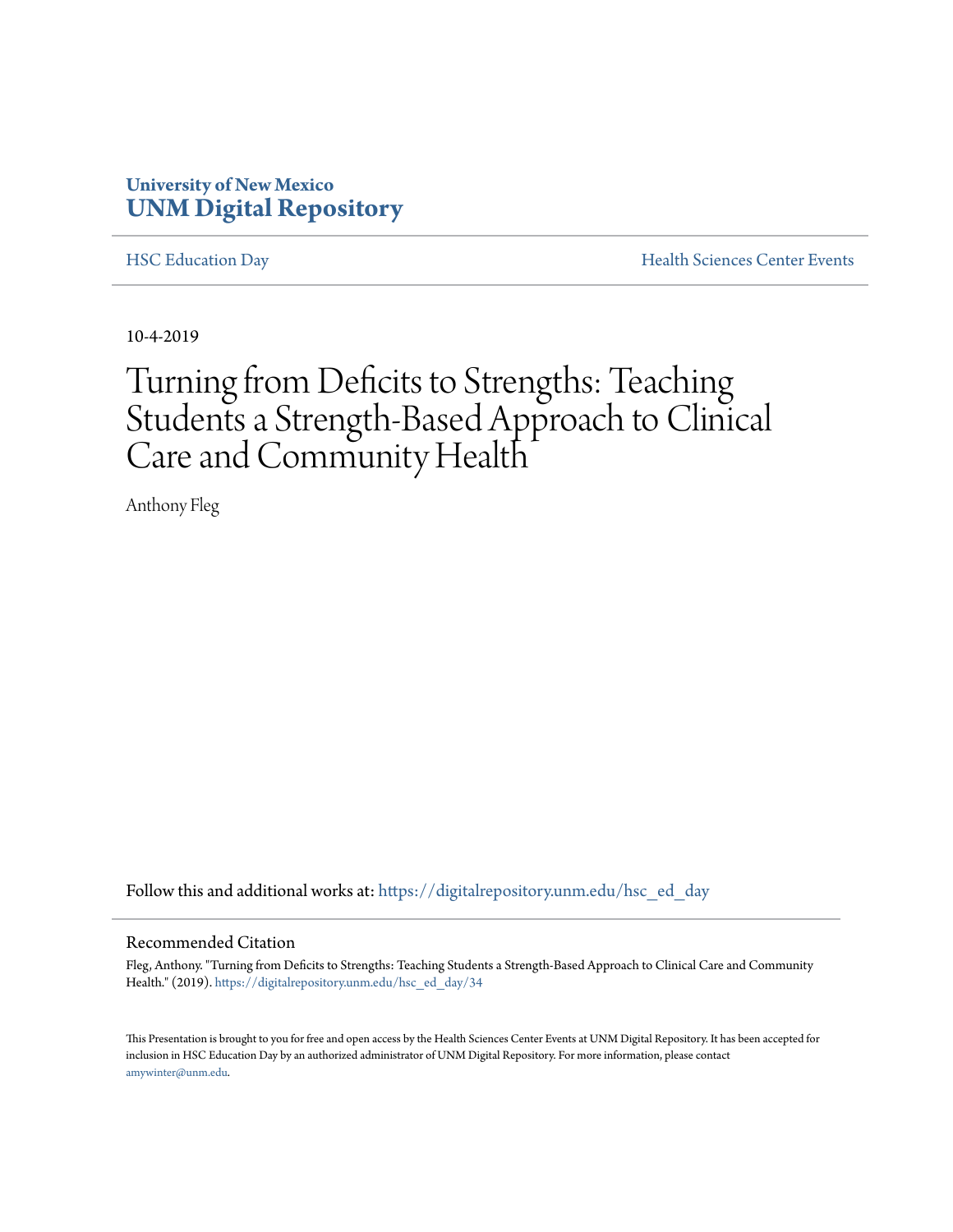University of New Mexico
**UNM Digital Repository**

HSC Education Day | Health Sciences Center Events

10-4-2019

# Turning from Deficits to Strengths: Teaching Students a Strength-Based Approach to Clinical Care and Community Health

Anthony Fleg

Follow this and additional works at: https://digitalrepository.unm.edu/hsc_ed_day

## Recommended Citation

Fleg, Anthony. "Turning from Deficits to Strengths: Teaching Students a Strength-Based Approach to Clinical Care and Community Health." (2019). https://digitalrepository.unm.edu/hsc_ed_day/34

This Presentation is brought to you for free and open access by the Health Sciences Center Events at UNM Digital Repository. It has been accepted for inclusion in HSC Education Day by an authorized administrator of UNM Digital Repository. For more information, please contact amywinter@unm.edu.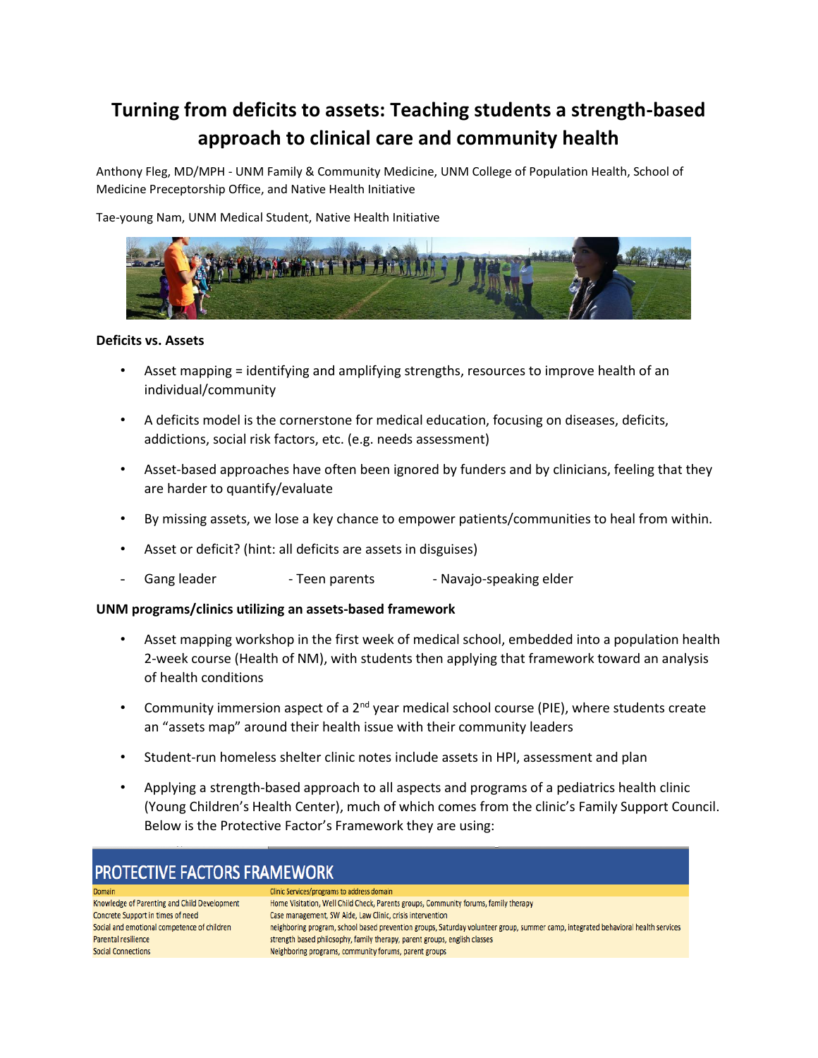# Turning from deficits to assets: Teaching students a strength-based approach to clinical care and community health

Anthony Fleg, MD/MPH - UNM Family & Community Medicine, UNM College of Population Health, School of Medicine Preceptorship Office, and Native Health Initiative

Tae-young Nam, UNM Medical Student, Native Health Initiative

**Deficits vs. Assets**

- Asset mapping = identifying and amplifying strengths, resources to improve health of an individual/community
- A deficits model is the cornerstone for medical education, focusing on diseases, deficits, addictions, social risk factors, etc. (e.g. needs assessment)
- Asset-based approaches have often been ignored by funders and by clinicians, feeling that they are harder to quantify/evaluate
- By missing assets, we lose a key chance to empower patients/communities to heal from within.
- Asset or deficit? (hint: all deficits are assets in disguises)

- Gang leader - Teen parents - Navajo-speaking elder

**UNM programs/clinics utilizing an assets-based framework**

- Asset mapping workshop in the first week of medical school, embedded into a population health 2-week course (Health of NM), with students then applying that framework toward an analysis of health conditions
- Community immersion aspect of a 2nd year medical school course (PIE), where students create an "assets map" around their health issue with their community leaders
- Student-run homeless shelter clinic notes include assets in HPI, assessment and plan
- Applying a strength-based approach to all aspects and programs of a pediatrics health clinic (Young Children's Health Center), much of which comes from the clinic's Family Support Council. Below is the Protective Factor's Framework they are using:

**PROTECTIVE FACTORS FRAMEWORK**

| Domain | Clinic Services/programs to address domain |
|---|---|
| Knowledge of Parenting and Child Development | Home Visitation, Well Child Check, Parents groups, Community forums, family therapy |
| Concrete Support in times of need | Case management, SW Aide, Law Clinic, crisis intervention |
| Social and emotional competence of children | neighboring program, school based prevention groups, Saturday volunteer group, summer camp, integrated behavioral health services |
| Parental resilience | strength based philosophy, family therapy, parent groups, english classes |
| Social Connections | Neighboring programs, community forums, parent groups |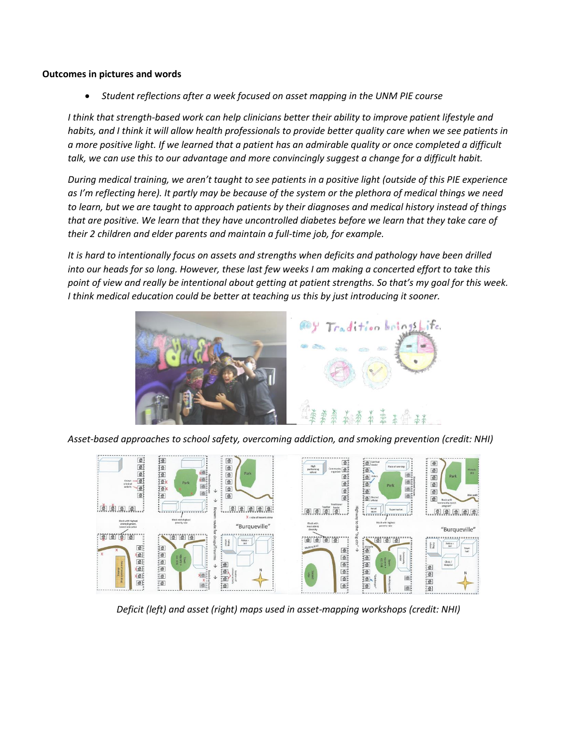**Outcomes in pictures and words**

- *Student reflections after a week focused on asset mapping in the UNM PIE course*

*I think that strength-based work can help clinicians better their ability to improve patient lifestyle and habits, and I think it will allow health professionals to provide better quality care when we see patients in a more positive light. If we learned that a patient has an admirable quality or once completed a difficult talk, we can use this to our advantage and more convincingly suggest a change for a difficult habit.*

*During medical training, we aren't taught to see patients in a positive light (outside of this PIE experience as I'm reflecting here). It partly may be because of the system or the plethora of medical things we need to learn, but we are taught to approach patients by their diagnoses and medical history instead of things that are positive. We learn that they have uncontrolled diabetes before we learn that they take care of their 2 children and elder parents and maintain a full-time job, for example.*

*It is hard to intentionally focus on assets and strengths when deficits and pathology have been drilled into our heads for so long. However, these last few weeks I am making a concerted effort to take this point of view and really be intentional about getting at patient strengths. So that's my goal for this week. I think medical education could be better at teaching us this by just introducing it sooner.*

*Asset-based approaches to school safety, overcoming addiction, and smoking prevention (credit: NHI)*

*Deficit (left) and asset (right) maps used in asset-mapping workshops (credit: NHI)*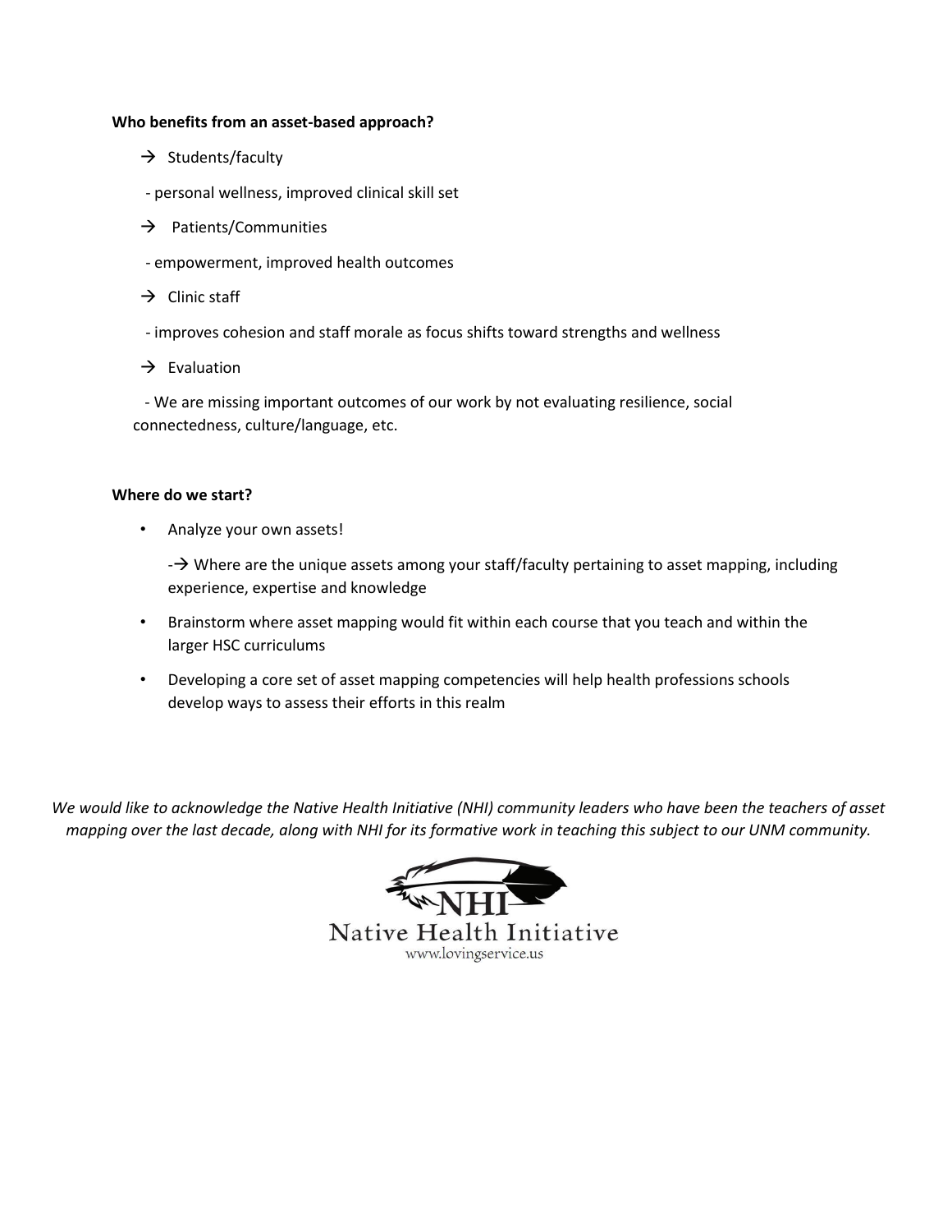**Who benefits from an asset-based approach?**

→ Students/faculty

- personal wellness, improved clinical skill set

→ Patients/Communities

- empowerment, improved health outcomes

→ Clinic staff

- improves cohesion and staff morale as focus shifts toward strengths and wellness

→ Evaluation

- We are missing important outcomes of our work by not evaluating resilience, social connectedness, culture/language, etc.

**Where do we start?**

- Analyze your own assets!

  -→ Where are the unique assets among your staff/faculty pertaining to asset mapping, including experience, expertise and knowledge

- Brainstorm where asset mapping would fit within each course that you teach and within the larger HSC curriculums

- Developing a core set of asset mapping competencies will help health professions schools develop ways to assess their efforts in this realm

*We would like to acknowledge the Native Health Initiative (NHI) community leaders who have been the teachers of asset mapping over the last decade, along with NHI for its formative work in teaching this subject to our UNM community.*

NHI
Native Health Initiative
www.lovingservice.us